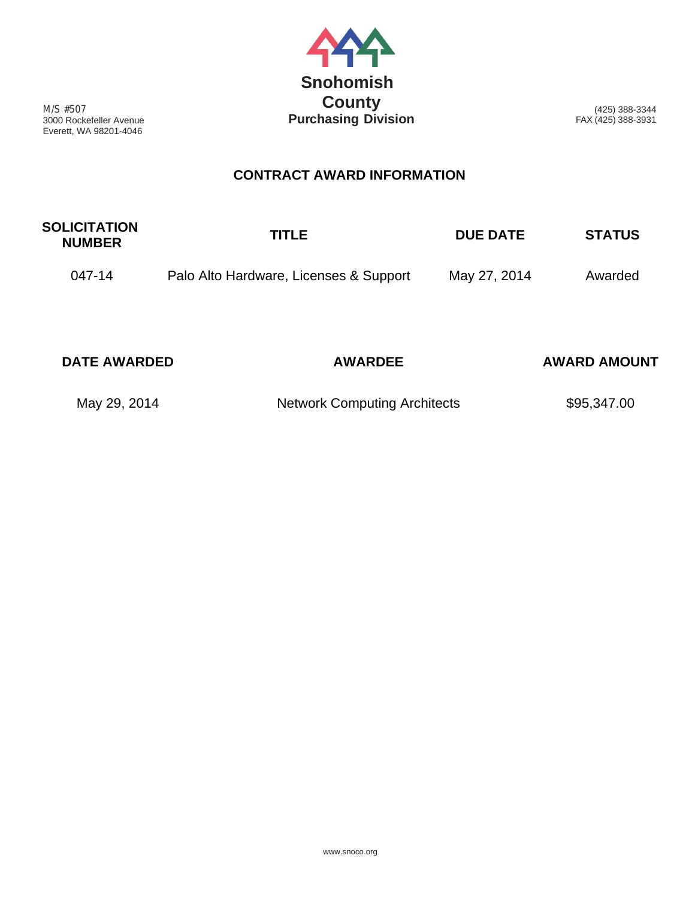# Snohomish County
**Purchasing Division**

M/S #507
3000 Rockefeller Avenue
Everett, WA 98201-4046

(425) 388-3344
FAX (425) 388-3931

## CONTRACT AWARD INFORMATION

| SOLICITATION NUMBER | TITLE | DUE DATE | STATUS |
|---|---|---|---|
| 047-14 | Palo Alto Hardware, Licenses & Support | May 27, 2014 | Awarded |

| DATE AWARDED | AWARDEE | AWARD AMOUNT |
|---|---|---|
| May 29, 2014 | Network Computing Architects | $95,347.00 |

www.snoco.org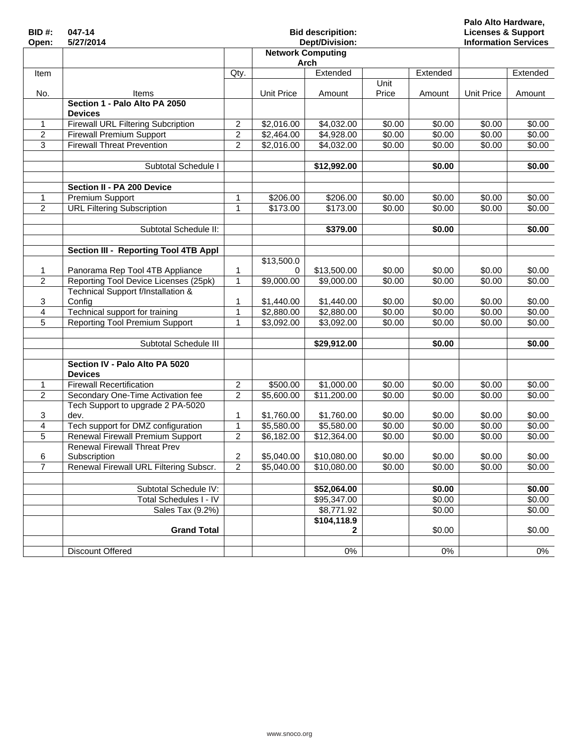| BID #: | 047-14 | | Bid descripition: | | | Palo Alto Hardware, Licenses & Support | | |
|---|---|---|---|---|---|---|---|---|
| Open: | 5/27/2014 | | Dept/Division: | | | Information Services | | |
| | | | Network Computing Arch | | | | | |
| Item | | Qty. | | Extended | | Extended | | Extended |
| No. | Items | | Unit Price | Amount | Unit Price | Amount | Unit Price | Amount |
| | **Section 1 - Palo Alto PA 2050 Devices** | | | | | | | |
| 1 | Firewall URL Filtering Subcription | 2 | $2,016.00 | $4,032.00 | $0.00 | $0.00 | $0.00 | $0.00 |
| 2 | Firewall Premium Support | 2 | $2,464.00 | $4,928.00 | $0.00 | $0.00 | $0.00 | $0.00 |
| 3 | Firewall Threat Prevention | 2 | $2,016.00 | $4,032.00 | $0.00 | $0.00 | $0.00 | $0.00 |
| | | | | | | | | |
| | Subtotal Schedule I | | | **$12,992.00** | | **$0.00** | | **$0.00** |
| | | | | | | | | |
| | **Section II - PA 200 Device** | | | | | | | |
| 1 | Premium Support | 1 | $206.00 | $206.00 | $0.00 | $0.00 | $0.00 | $0.00 |
| 2 | URL Filtering Subscription | 1 | $173.00 | $173.00 | $0.00 | $0.00 | $0.00 | $0.00 |
| | | | | | | | | |
| | Subtotal Schedule II: | | | **$379.00** | | **$0.00** | | **$0.00** |
| | | | | | | | | |
| | **Section III - Reporting Tool 4TB Appl** | | | | | | | |
| 1 | Panorama Rep Tool 4TB Appliance | 1 | $13,500.00 | $13,500.00 | $0.00 | $0.00 | $0.00 | $0.00 |
| 2 | Reporting Tool Device Licenses (25pk) | 1 | $9,000.00 | $9,000.00 | $0.00 | $0.00 | $0.00 | $0.00 |
| 3 | Technical Support f/Installation & Config | 1 | $1,440.00 | $1,440.00 | $0.00 | $0.00 | $0.00 | $0.00 |
| 4 | Technical support for training | 1 | $2,880.00 | $2,880.00 | $0.00 | $0.00 | $0.00 | $0.00 |
| 5 | Reporting Tool Premium Support | 1 | $3,092.00 | $3,092.00 | $0.00 | $0.00 | $0.00 | $0.00 |
| | | | | | | | | |
| | Subtotal Schedule III | | | **$29,912.00** | | **$0.00** | | **$0.00** |
| | | | | | | | | |
| | **Section IV - Palo Alto PA 5020 Devices** | | | | | | | |
| 1 | Firewall Recertification | 2 | $500.00 | $1,000.00 | $0.00 | $0.00 | $0.00 | $0.00 |
| 2 | Secondary One-Time Activation fee | 2 | $5,600.00 | $11,200.00 | $0.00 | $0.00 | $0.00 | $0.00 |
| 3 | Tech Support to upgrade 2 PA-5020 dev. | 1 | $1,760.00 | $1,760.00 | $0.00 | $0.00 | $0.00 | $0.00 |
| 4 | Tech support for DMZ configuration | 1 | $5,580.00 | $5,580.00 | $0.00 | $0.00 | $0.00 | $0.00 |
| 5 | Renewal Firewall Premium Support | 2 | $6,182.00 | $12,364.00 | $0.00 | $0.00 | $0.00 | $0.00 |
| 6 | Renewal Firewall Threat Prev Subscription | 2 | $5,040.00 | $10,080.00 | $0.00 | $0.00 | $0.00 | $0.00 |
| 7 | Renewal Firewall URL Filtering Subscr. | 2 | $5,040.00 | $10,080.00 | $0.00 | $0.00 | $0.00 | $0.00 |
| | | | | | | | | |
| | Subtotal Schedule IV: | | | **$52,064.00** | | **$0.00** | | **$0.00** |
| | Total Schedules I - IV | | | $95,347.00 | | $0.00 | | $0.00 |
| | Sales Tax (9.2%) | | | $8,771.92 | | $0.00 | | $0.00 |
| | **Grand Total** | | | **$104,118.92** | | $0.00 | | $0.00 |
| | | | | | | | | |
| | Discount Offered | | | 0% | | 0% | | 0% |

www.snoco.org